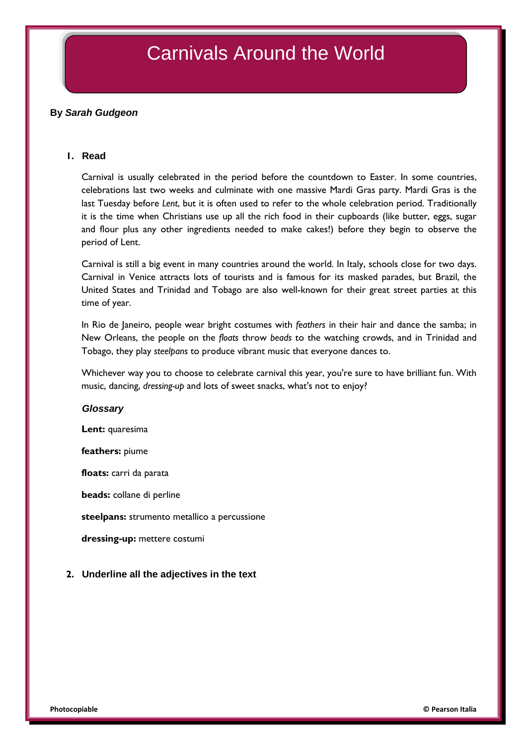# Carnivals Around the World

**By *Sarah Gudgeon***

1. **Read**

Carnival is usually celebrated in the period before the countdown to Easter. In some countries, celebrations last two weeks and culminate with one massive Mardi Gras party. Mardi Gras is the last Tuesday before *Lent*, but it is often used to refer to the whole celebration period. Traditionally it is the time when Christians use up all the rich food in their cupboards (like butter, eggs, sugar and flour plus any other ingredients needed to make cakes!) before they begin to observe the period of Lent.

Carnival is still a big event in many countries around the world. In Italy, schools close for two days. Carnival in Venice attracts lots of tourists and is famous for its masked parades, but Brazil, the United States and Trinidad and Tobago are also well-known for their great street parties at this time of year.

In Rio de Janeiro, people wear bright costumes with *feathers* in their hair and dance the samba; in New Orleans, the people on the *floats* throw *beads* to the watching crowds, and in Trinidad and Tobago, they play *steelpans* to produce vibrant music that everyone dances to.

Whichever way you to choose to celebrate carnival this year, you're sure to have brilliant fun. With music, dancing, *dressing-up* and lots of sweet snacks, what's not to enjoy?

***Glossary***

**Lent:** quaresima

**feathers:** piume

**floats:** carri da parata

**beads:** collane di perline

**steelpans:** strumento metallico a percussione

**dressing-up:** mettere costumi

2. **Underline all the adjectives in the text**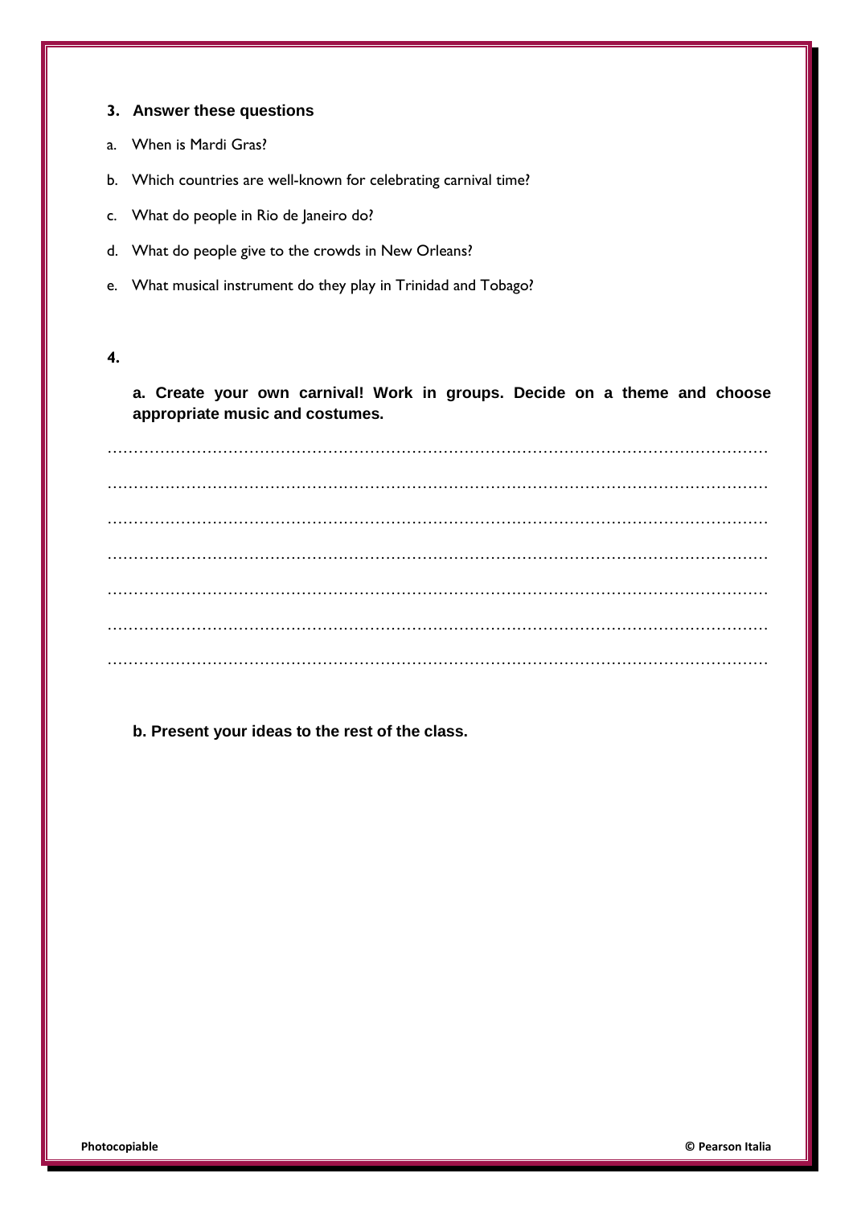### 3. Answer these questions

a. When is Mardi Gras?

b. Which countries are well-known for celebrating carnival time?

c. What do people in Rio de Janeiro do?

d. What do people give to the crowds in New Orleans?

e. What musical instrument do they play in Trinidad and Tobago?

### 4.

**a. Create your own carnival! Work in groups. Decide on a theme and choose appropriate music and costumes.**

…………………………………………………………………………………………………………………

…………………………………………………………………………………………………………………

…………………………………………………………………………………………………………………

…………………………………………………………………………………………………………………

…………………………………………………………………………………………………………………

…………………………………………………………………………………………………………………

…………………………………………………………………………………………………………………

**b. Present your ideas to the rest of the class.**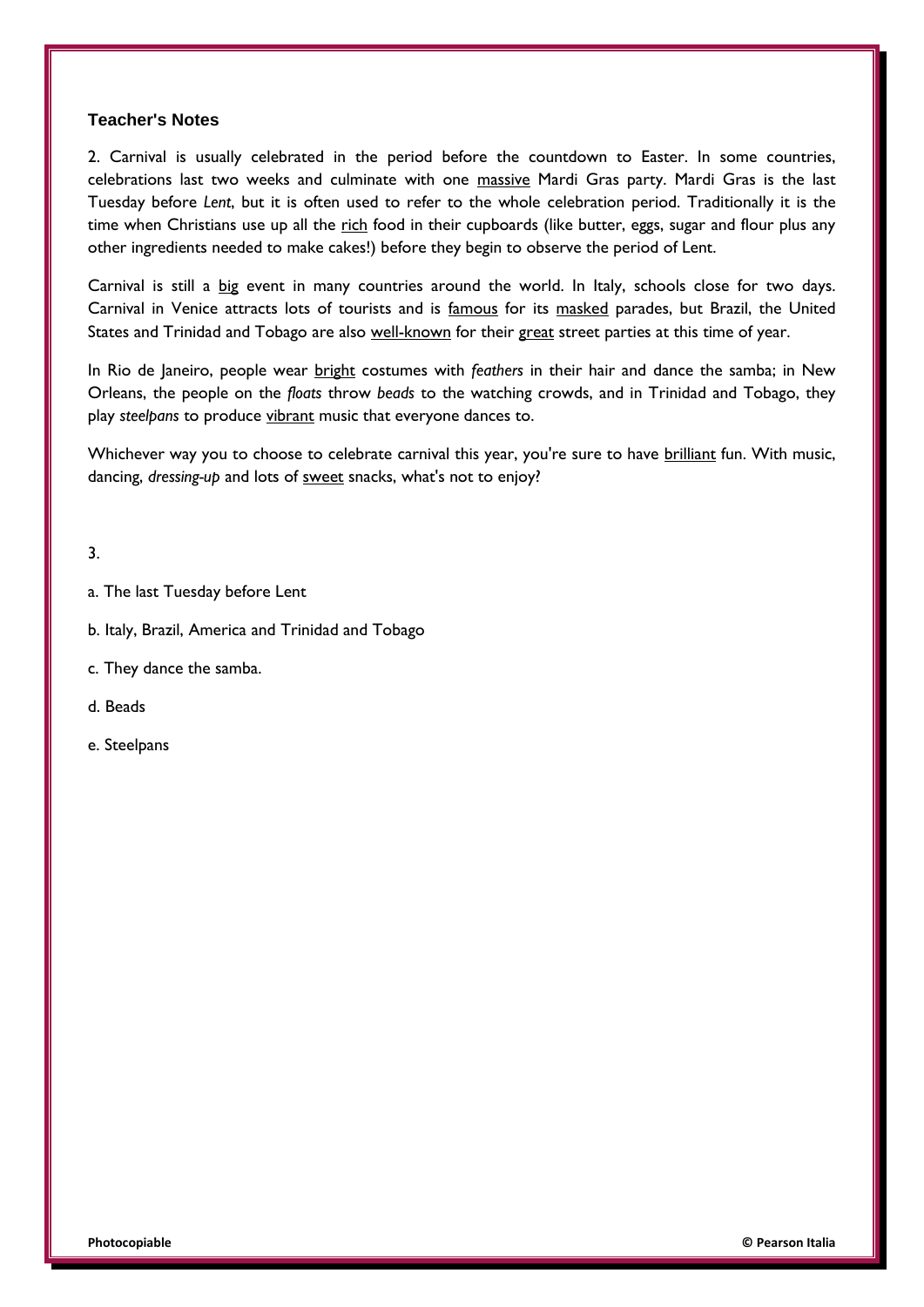### Teacher's Notes

2. Carnival is usually celebrated in the period before the countdown to Easter. In some countries, celebrations last two weeks and culminate with one <u>massive</u> Mardi Gras party. Mardi Gras is the last Tuesday before *Lent*, but it is often used to refer to the whole celebration period. Traditionally it is the time when Christians use up all the <u>rich</u> food in their cupboards (like butter, eggs, sugar and flour plus any other ingredients needed to make cakes!) before they begin to observe the period of Lent.

Carnival is still a <u>big</u> event in many countries around the world. In Italy, schools close for two days. Carnival in Venice attracts lots of tourists and is <u>famous</u> for its <u>masked</u> parades, but Brazil, the United States and Trinidad and Tobago are also <u>well-known</u> for their <u>great</u> street parties at this time of year.

In Rio de Janeiro, people wear <u>bright</u> costumes with *feathers* in their hair and dance the samba; in New Orleans, the people on the *floats* throw *beads* to the watching crowds, and in Trinidad and Tobago, they play *steelpans* to produce <u>vibrant</u> music that everyone dances to.

Whichever way you to choose to celebrate carnival this year, you're sure to have <u>brilliant</u> fun. With music, dancing, *dressing-up* and lots of <u>sweet</u> snacks, what's not to enjoy?

3.

a. The last Tuesday before Lent

b. Italy, Brazil, America and Trinidad and Tobago

c. They dance the samba.

d. Beads

e. Steelpans

**Photocopiable** **© Pearson Italia**